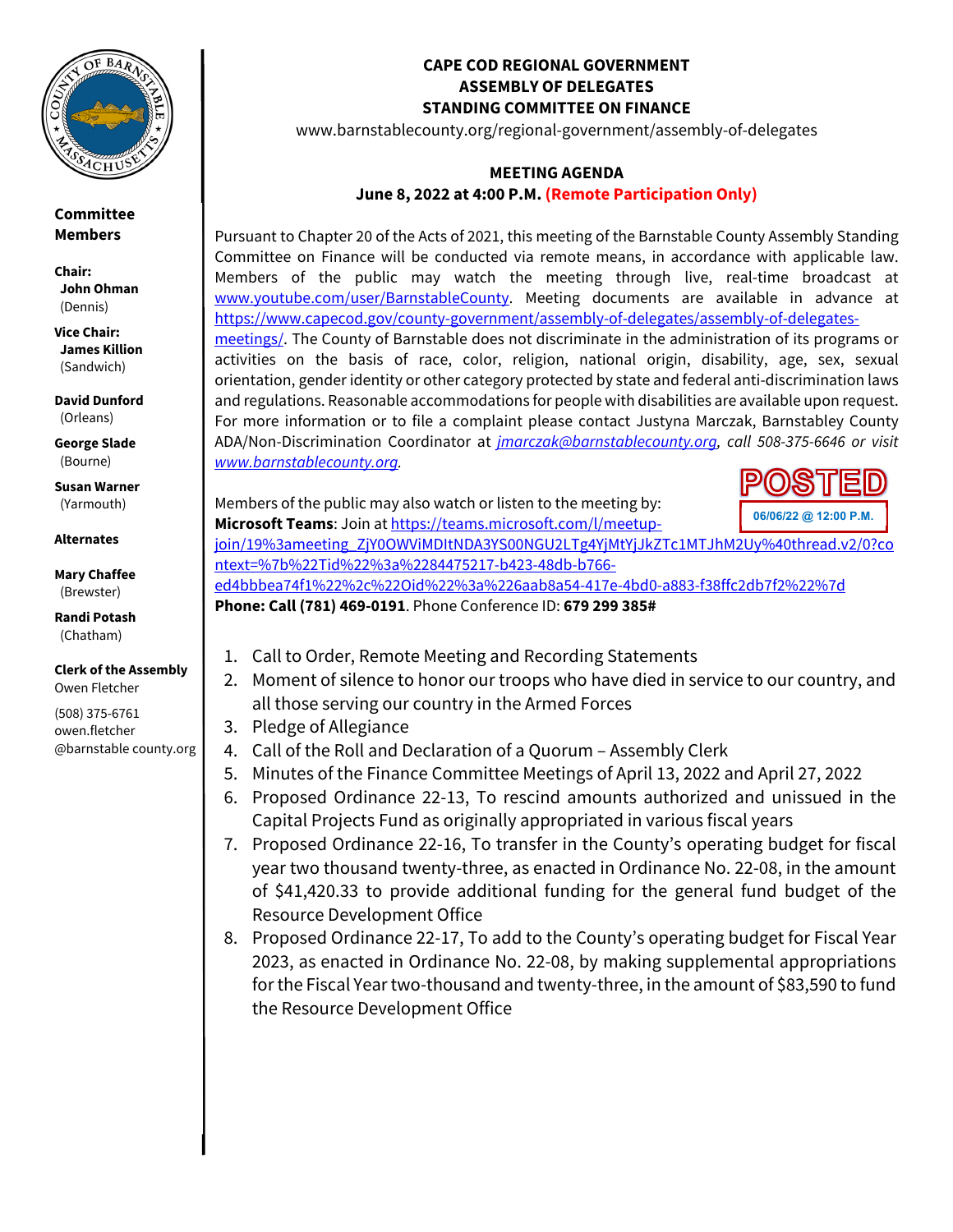# CAPE COD REGIONAL GOVERNMENT
## ASSEMBLY OF DELEGATES
## STANDING COMMITTEE ON FINANCE

www.barnstablecounty.org/regional-government/assembly-of-delegates

**Committee Members**

**Chair:**
**John Ohman**
(Dennis)

**Vice Chair:**
**James Killion**
(Sandwich)

**David Dunford**
(Orleans)

**George Slade**
(Bourne)

**Susan Warner**
(Yarmouth)

**Alternates**

**Mary Chaffee**
(Brewster)

**Randi Potash**
(Chatham)

**Clerk of the Assembly**
Owen Fletcher

(508) 375-6761
owen.fletcher
@barnstable county.org

### MEETING AGENDA
**June 8, 2022 at 4:00 P.M. (Remote Participation Only)**

Pursuant to Chapter 20 of the Acts of 2021, this meeting of the Barnstable County Assembly Standing Committee on Finance will be conducted via remote means, in accordance with applicable law. Members of the public may watch the meeting through live, real-time broadcast at www.youtube.com/user/BarnstableCounty. Meeting documents are available in advance at https://www.capecod.gov/county-government/assembly-of-delegates/assembly-of-delegates-meetings/. The County of Barnstable does not discriminate in the administration of its programs or activities on the basis of race, color, religion, national origin, disability, age, sex, sexual orientation, gender identity or other category protected by state and federal anti-discrimination laws and regulations. Reasonable accommodations for people with disabilities are available upon request. For more information or to file a complaint please contact Justyna Marczak, Barnstabley County ADA/Non-Discrimination Coordinator at *jmarczak@barnstablecounty.org, call 508-375-6646 or visit www.barnstablecounty.org.*

POSTED
06/06/22 @ 12:00 P.M.

Members of the public may also watch or listen to the meeting by:
**Microsoft Teams**: Join at https://teams.microsoft.com/l/meetup-join/19%3ameeting_ZjY0OWViMDItNDA3YS00NGU2LTg4YjMtYjJkZTc1MTJhM2Uy%40thread.v2/0?context=%7b%22Tid%22%3a%2284475217-b423-48db-b766-ed4bbbea74f1%22%2c%22Oid%22%3a%226aab8a54-417e-4bd0-a883-f38ffc2db7f2%22%7d
**Phone: Call (781) 469-0191**. Phone Conference ID: **679 299 385#**

1. Call to Order, Remote Meeting and Recording Statements
2. Moment of silence to honor our troops who have died in service to our country, and all those serving our country in the Armed Forces
3. Pledge of Allegiance
4. Call of the Roll and Declaration of a Quorum – Assembly Clerk
5. Minutes of the Finance Committee Meetings of April 13, 2022 and April 27, 2022
6. Proposed Ordinance 22-13, To rescind amounts authorized and unissued in the Capital Projects Fund as originally appropriated in various fiscal years
7. Proposed Ordinance 22-16, To transfer in the County's operating budget for fiscal year two thousand twenty-three, as enacted in Ordinance No. 22-08, in the amount of $41,420.33 to provide additional funding for the general fund budget of the Resource Development Office
8. Proposed Ordinance 22-17, To add to the County's operating budget for Fiscal Year 2023, as enacted in Ordinance No. 22-08, by making supplemental appropriations for the Fiscal Year two-thousand and twenty-three, in the amount of $83,590 to fund the Resource Development Office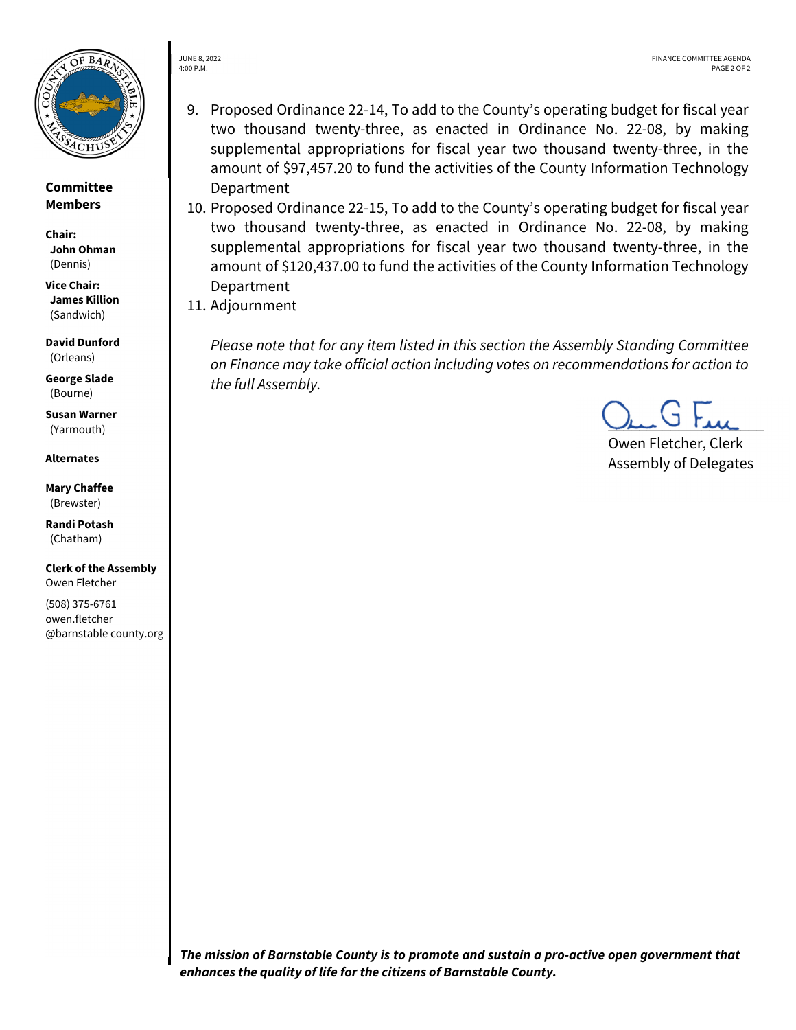**Committee Members**

**Chair:**
**John Ohman**
(Dennis)

**Vice Chair:**
**James Killion**
(Sandwich)

**David Dunford**
(Orleans)

**George Slade**
(Bourne)

**Susan Warner**
(Yarmouth)

**Alternates**

**Mary Chaffee**
(Brewster)

**Randi Potash**
(Chatham)

**Clerk of the Assembly**
Owen Fletcher

(508) 375-6761
owen.fletcher
@barnstable county.org

9. Proposed Ordinance 22-14, To add to the County's operating budget for fiscal year two thousand twenty-three, as enacted in Ordinance No. 22-08, by making supplemental appropriations for fiscal year two thousand twenty-three, in the amount of $97,457.20 to fund the activities of the County Information Technology Department
10. Proposed Ordinance 22-15, To add to the County's operating budget for fiscal year two thousand twenty-three, as enacted in Ordinance No. 22-08, by making supplemental appropriations for fiscal year two thousand twenty-three, in the amount of $120,437.00 to fund the activities of the County Information Technology Department
11. Adjournment

*Please note that for any item listed in this section the Assembly Standing Committee on Finance may take official action including votes on recommendations for action to the full Assembly.*

Owen Fletcher, Clerk
Assembly of Delegates

***The mission of Barnstable County is to promote and sustain a pro-active open government that enhances the quality of life for the citizens of Barnstable County.***